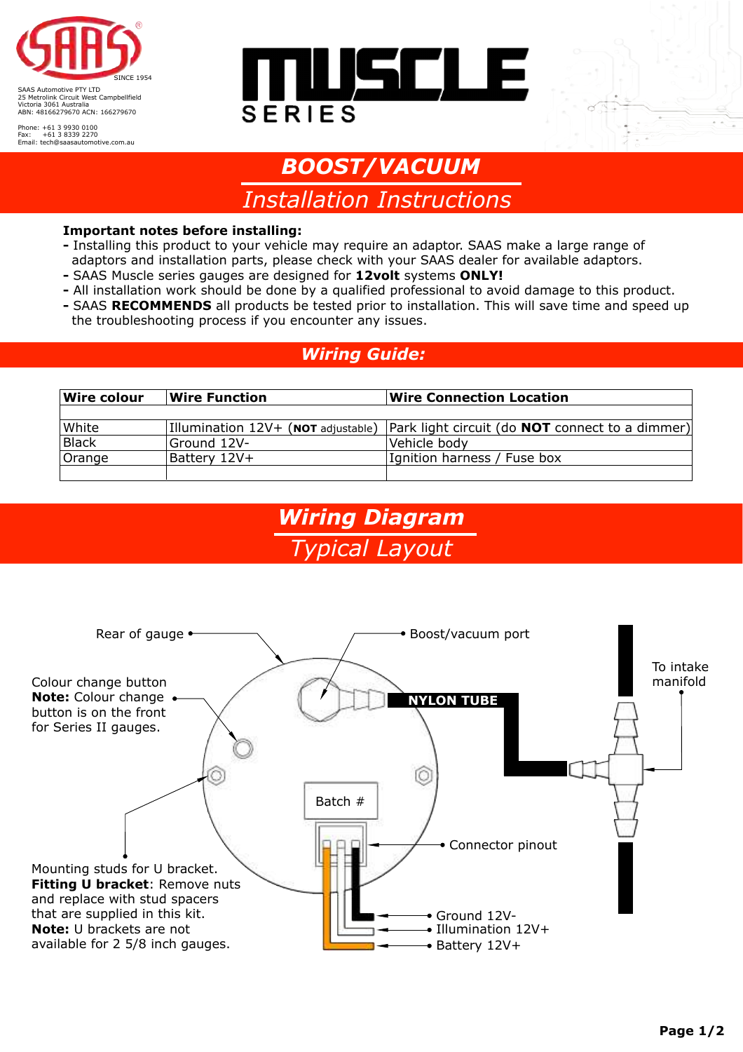SAAS Automotive PTY LTD
25 Metrolink Circuit West Campbellfield
Victoria 3061 Australia
ABN: 48166279670 ACN: 166279670

Phone: +61 3 9930 0100
Fax: +61 3 8339 2270
Email: tech@saasautomotive.com.au

MUSCLE SERIES

# BOOST/VACUUM

## Installation Instructions

**Important notes before installing:**

- Installing this product to your vehicle may require an adaptor. SAAS make a large range of adaptors and installation parts, please check with your SAAS dealer for available adaptors.
- SAAS Muscle series gauges are designed for **12volt** systems **ONLY!**
- All installation work should be done by a qualified professional to avoid damage to this product.
- SAAS **RECOMMENDS** all products be tested prior to installation. This will save time and speed up the troubleshooting process if you encounter any issues.

## Wiring Guide:

| Wire colour | Wire Function | Wire Connection Location |
|---|---|---|
| | | |
| White | Illumination 12V+ (**NOT** adjustable) | Park light circuit (do **NOT** connect to a dimmer) |
| Black | Ground 12V- | Vehicle body |
| Orange | Battery 12V+ | Ignition harness / Fuse box |
| | | |

## Wiring Diagram

### Typical Layout

Rear of gauge

Boost/vacuum port

Colour change button
**Note:** Colour change button is on the front for Series II gauges.

NYLON TUBE

To intake manifold

Batch #

Connector pinout

Mounting studs for U bracket.
**Fitting U bracket**: Remove nuts and replace with stud spacers that are supplied in this kit.
**Note:** U brackets are not available for 2 5/8 inch gauges.

Ground 12V-
Illumination 12V+
Battery 12V+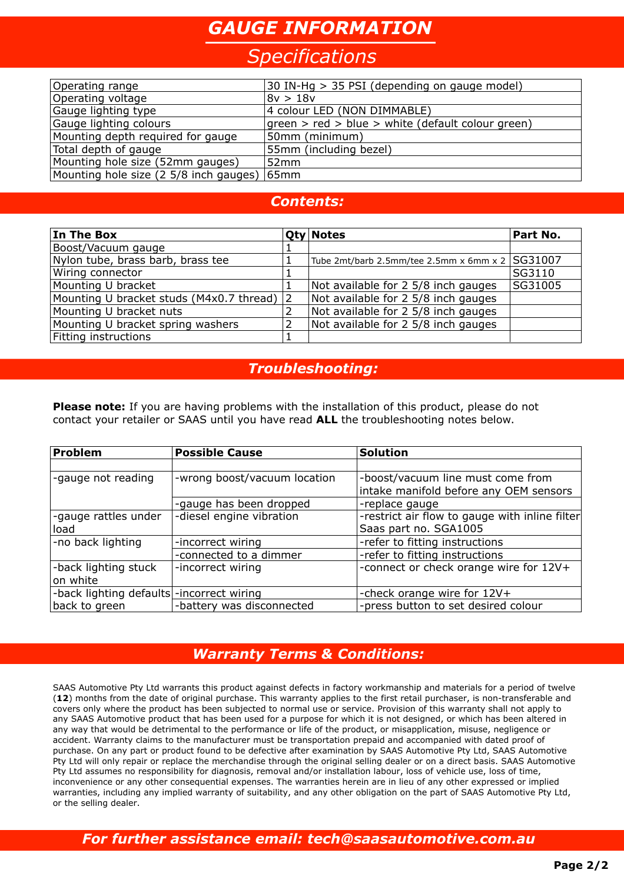# GAUGE INFORMATION

## Specifications

| | |
|---|---|
| Operating range | 30 IN-Hg > 35 PSI (depending on gauge model) |
| Operating voltage | 8v > 18v |
| Gauge lighting type | 4 colour LED (NON DIMMABLE) |
| Gauge lighting colours | green > red > blue > white (default colour green) |
| Mounting depth required for gauge | 50mm (minimum) |
| Total depth of gauge | 55mm (including bezel) |
| Mounting hole size (52mm gauges) | 52mm |
| Mounting hole size (2 5/8 inch gauges) | 65mm |

## Contents:

| In The Box | Qty | Notes | Part No. |
|---|---|---|---|
| Boost/Vacuum gauge | 1 | | |
| Nylon tube, brass barb, brass tee | 1 | Tube 2mt/barb 2.5mm/tee 2.5mm x 6mm x 2 | SG31007 |
| Wiring connector | 1 | | SG3110 |
| Mounting U bracket | 1 | Not available for 2 5/8 inch gauges | SG31005 |
| Mounting U bracket studs (M4x0.7 thread) | 2 | Not available for 2 5/8 inch gauges | |
| Mounting U bracket nuts | 2 | Not available for 2 5/8 inch gauges | |
| Mounting U bracket spring washers | 2 | Not available for 2 5/8 inch gauges | |
| Fitting instructions | 1 | | |

## Troubleshooting:

**Please note:** If you are having problems with the installation of this product, please do not contact your retailer or SAAS until you have read **ALL** the troubleshooting notes below.

| Problem | Possible Cause | Solution |
|---|---|---|
| -gauge not reading | -wrong boost/vacuum location | -boost/vacuum line must come from intake manifold before any OEM sensors |
| | -gauge has been dropped | -replace gauge |
| -gauge rattles under load | -diesel engine vibration | -restrict air flow to gauge with inline filter Saas part no. SGA1005 |
| -no back lighting | -incorrect wiring | -refer to fitting instructions |
| | -connected to a dimmer | -refer to fitting instructions |
| -back lighting stuck on white | -incorrect wiring | -connect or check orange wire for 12V+ |
| -back lighting defaults back to green | -incorrect wiring | -check orange wire for 12V+ |
| | -battery was disconnected | -press button to set desired colour |

## Warranty Terms & Conditions:

SAAS Automotive Pty Ltd warrants this product against defects in factory workmanship and materials for a period of twelve (**12**) months from the date of original purchase. This warranty applies to the first retail purchaser, is non-transferable and covers only where the product has been subjected to normal use or service. Provision of this warranty shall not apply to any SAAS Automotive product that has been used for a purpose for which it is not designed, or which has been altered in any way that would be detrimental to the performance or life of the product, or misapplication, misuse, negligence or accident. Warranty claims to the manufacturer must be transportation prepaid and accompanied with dated proof of purchase. On any part or product found to be defective after examination by SAAS Automotive Pty Ltd, SAAS Automotive Pty Ltd will only repair or replace the merchandise through the original selling dealer or on a direct basis. SAAS Automotive Pty Ltd assumes no responsibility for diagnosis, removal and/or installation labour, loss of vehicle use, loss of time, inconvenience or any other consequential expenses. The warranties herein are in lieu of any other expressed or implied warranties, including any implied warranty of suitability, and any other obligation on the part of SAAS Automotive Pty Ltd, or the selling dealer.

**For further assistance email: tech@saasautomotive.com.au**